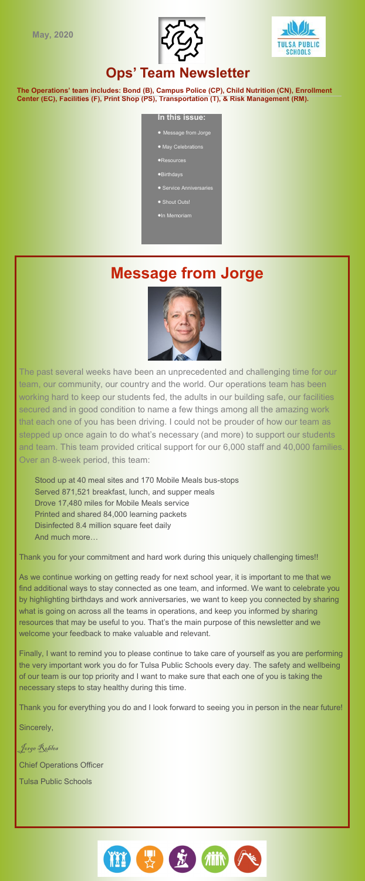May, 2020

# Ops' Team Newsletter

**The Operations' team includes: Bond (B), Campus Police (CP), Child Nutrition (CN), Enrollment Center (EC), Facilities (F), Print Shop (PS), Transportation (T), & Risk Management (RM).**

**In this issue:**

- Message from Jorge
- May Celebrations
- Resources
- Birthdays
- Service Anniversaries
- Shout Outs!
- In Memoriam

## Message from Jorge

The past several weeks have been an unprecedented and challenging time for our team, our community, our country and the world. Our operations team has been working hard to keep our students fed, the adults in our building safe, our facilities secured and in good condition to name a few things among all the amazing work that each one of you has been driving. I could not be prouder of how our team as stepped up once again to do what's necessary (and more) to support our students and team. This team provided critical support for our 6,000 staff and 40,000 families. Over an 8-week period, this team:

Stood up at 40 meal sites and 170 Mobile Meals bus-stops
Served 871,521 breakfast, lunch, and supper meals
Drove 17,480 miles for Mobile Meals service
Printed and shared 84,000 learning packets
Disinfected 8.4 million square feet daily
And much more…

Thank you for your commitment and hard work during this uniquely challenging times!!

As we continue working on getting ready for next school year, it is important to me that we find additional ways to stay connected as one team, and informed. We want to celebrate you by highlighting birthdays and work anniversaries, we want to keep you connected by sharing what is going on across all the teams in operations, and keep you informed by sharing resources that may be useful to you. That's the main purpose of this newsletter and we welcome your feedback to make valuable and relevant.

Finally, I want to remind you to please continue to take care of yourself as you are performing the very important work you do for Tulsa Public Schools every day. The safety and wellbeing of our team is our top priority and I want to make sure that each one of you is taking the necessary steps to stay healthy during this time.

Thank you for everything you do and I look forward to seeing you in person in the near future!

Sincerely,

*Jorge Robles*

Chief Operations Officer

Tulsa Public Schools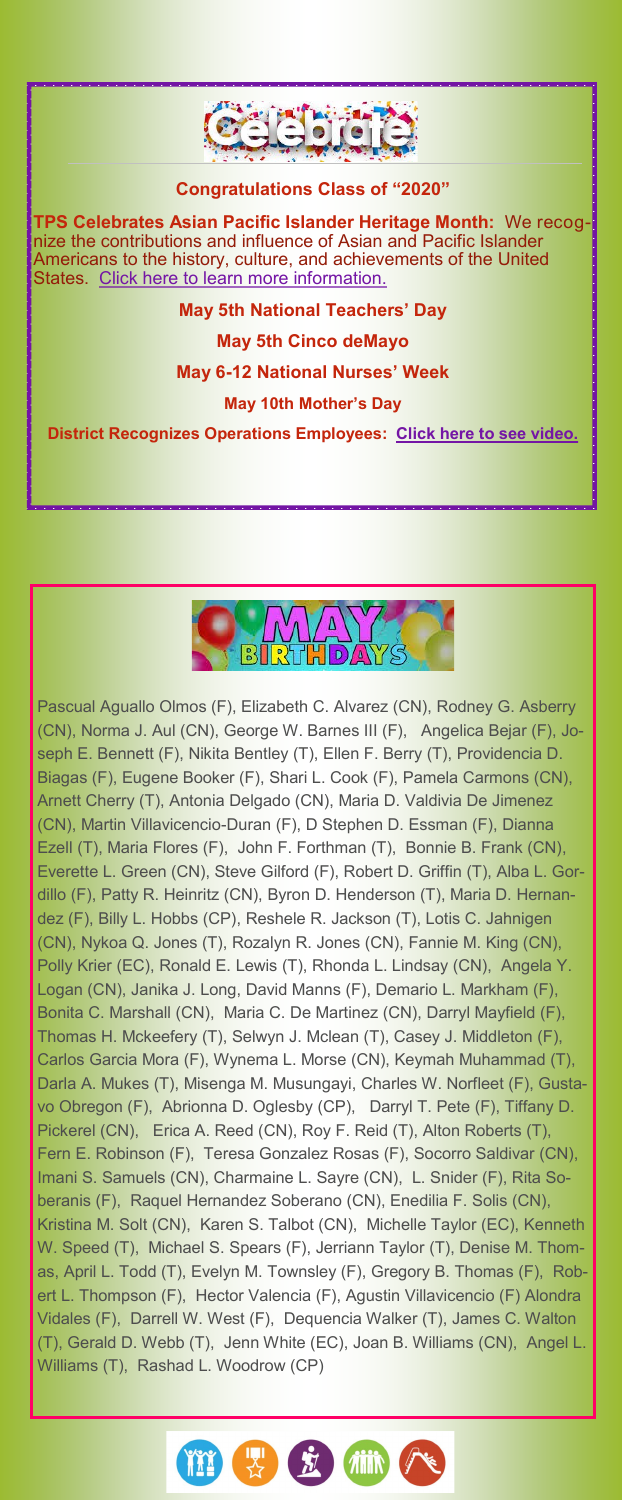# Celebrate

**Congratulations Class of "2020"**

**TPS Celebrates Asian Pacific Islander Heritage Month:** We recognize the contributions and influence of Asian and Pacific Islander Americans to the history, culture, and achievements of the United States. Click here to learn more information.

**May 5th National Teachers' Day**

**May 5th Cinco deMayo**

**May 6-12 National Nurses' Week**

**May 10th Mother's Day**

**District Recognizes Operations Employees: Click here to see video.**

# MAY BIRTHDAYS

Pascual Aguallo Olmos (F), Elizabeth C. Alvarez (CN), Rodney G. Asberry (CN), Norma J. Aul (CN), George W. Barnes III (F), Angelica Bejar (F), Joseph E. Bennett (F), Nikita Bentley (T), Ellen F. Berry (T), Providencia D. Biagas (F), Eugene Booker (F), Shari L. Cook (F), Pamela Carmons (CN), Arnett Cherry (T), Antonia Delgado (CN), Maria D. Valdivia De Jimenez (CN), Martin Villavicencio-Duran (F), D Stephen D. Essman (F), Dianna Ezell (T), Maria Flores (F), John F. Forthman (T), Bonnie B. Frank (CN), Everette L. Green (CN), Steve Gilford (F), Robert D. Griffin (T), Alba L. Gordillo (F), Patty R. Heinritz (CN), Byron D. Henderson (T), Maria D. Hernandez (F), Billy L. Hobbs (CP), Reshele R. Jackson (T), Lotis C. Jahnigen (CN), Nykoa Q. Jones (T), Rozalyn R. Jones (CN), Fannie M. King (CN), Polly Krier (EC), Ronald E. Lewis (T), Rhonda L. Lindsay (CN), Angela Y. Logan (CN), Janika J. Long, David Manns (F), Demario L. Markham (F), Bonita C. Marshall (CN), Maria C. De Martinez (CN), Darryl Mayfield (F), Thomas H. Mckeefery (T), Selwyn J. Mclean (T), Casey J. Middleton (F), Carlos Garcia Mora (F), Wynema L. Morse (CN), Keymah Muhammad (T), Darla A. Mukes (T), Misenga M. Musungayi, Charles W. Norfleet (F), Gustavo Obregon (F), Abrionna D. Oglesby (CP), Darryl T. Pete (F), Tiffany D. Pickerel (CN), Erica A. Reed (CN), Roy F. Reid (T), Alton Roberts (T), Fern E. Robinson (F), Teresa Gonzalez Rosas (F), Socorro Saldivar (CN), Imani S. Samuels (CN), Charmaine L. Sayre (CN), L. Snider (F), Rita Soberanis (F), Raquel Hernandez Soberano (CN), Enedilia F. Solis (CN), Kristina M. Solt (CN), Karen S. Talbot (CN), Michelle Taylor (EC), Kenneth W. Speed (T), Michael S. Spears (F), Jerriann Taylor (T), Denise M. Thomas, April L. Todd (T), Evelyn M. Townsley (F), Gregory B. Thomas (F), Robert L. Thompson (F), Hector Valencia (F), Agustin Villavicencio (F) Alondra Vidales (F), Darrell W. West (F), Dequencia Walker (T), James C. Walton (T), Gerald D. Webb (T), Jenn White (EC), Joan B. Williams (CN), Angel L. Williams (T), Rashad L. Woodrow (CP)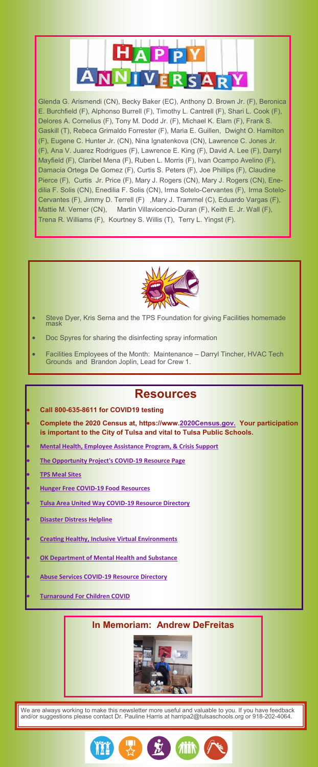# HAPPY ANNIVERSARY

Glenda G. Arismendi (CN), Becky Baker (EC), Anthony D. Brown Jr. (F), Beronica E. Burchfield (F), Alphonso Burrell (F), Timothy L. Cantrell (F), Shari L. Cook (F), Delores A. Cornelius (F), Tony M. Dodd Jr. (F), Michael K. Elam (F), Frank S. Gaskill (T), Rebeca Grimaldo Forrester (F), Maria E. Guillen, Dwight O. Hamilton (F), Eugene C. Hunter Jr. (CN), Nina Ignatenkova (CN), Lawrence C. Jones Jr. (F), Ana V. Juarez Rodrigues (F), Lawrence E. King (F), David A. Lee (F), Darryl Mayfield (F), Claribel Mena (F), Ruben L. Morris (F), Ivan Ocampo Avelino (F), Damacia Ortega De Gomez (F), Curtis S. Peters (F), Joe Phillips (F), Claudine Pierce (F), Curtis Jr. Price (F), Mary J. Rogers (CN), Mary J. Rogers (CN), Enedilia F. Solis (CN), Enedilia F. Solis (CN), Irma Sotelo-Cervantes (F), Irma Sotelo-Cervantes (F), Jimmy D. Terrell (F) ,Mary J. Trammel (C), Eduardo Vargas (F), Mattie M. Verner (CN), Martin Villavicencio-Duran (F), Keith E. Jr. Wall (F), Trena R. Williams (F), Kourtney S. Willis (T), Terry L. Yingst (F).

- Steve Dyer, Kris Serna and the TPS Foundation for giving Facilities homemade mask
- Doc Spyres for sharing the disinfecting spray information
- Facilities Employees of the Month: Maintenance – Darryl Tincher, HVAC Tech Grounds and Brandon Joplin, Lead for Crew 1.

## Resources

- **Call 800-635-8611 for COVID19 testing**
- **Complete the 2020 Census at, https://www.2020Census.gov. Your participation is important to the City of Tulsa and vital to Tulsa Public Schools.**
- Mental Health, Employee Assistance Program, & Crisis Support
- The Opportunity Project's COVID-19 Resource Page
- TPS Meal Sites
- Hunger Free COVID-19 Food Resources
- Tulsa Area United Way COVID-19 Resource Directory
- Disaster Distress Helpline
- Creating Healthy, Inclusive Virtual Environments
- OK Department of Mental Health and Substance
- Abuse Services COVID-19 Resource Directory
- Turnaround For Children COVID

## In Memoriam: Andrew DeFreitas

We are always working to make this newsletter more useful and valuable to you. If you have feedback and/or suggestions please contact Dr. Pauline Harris at harripa2@tulsaschools.org or 918-202-4064.